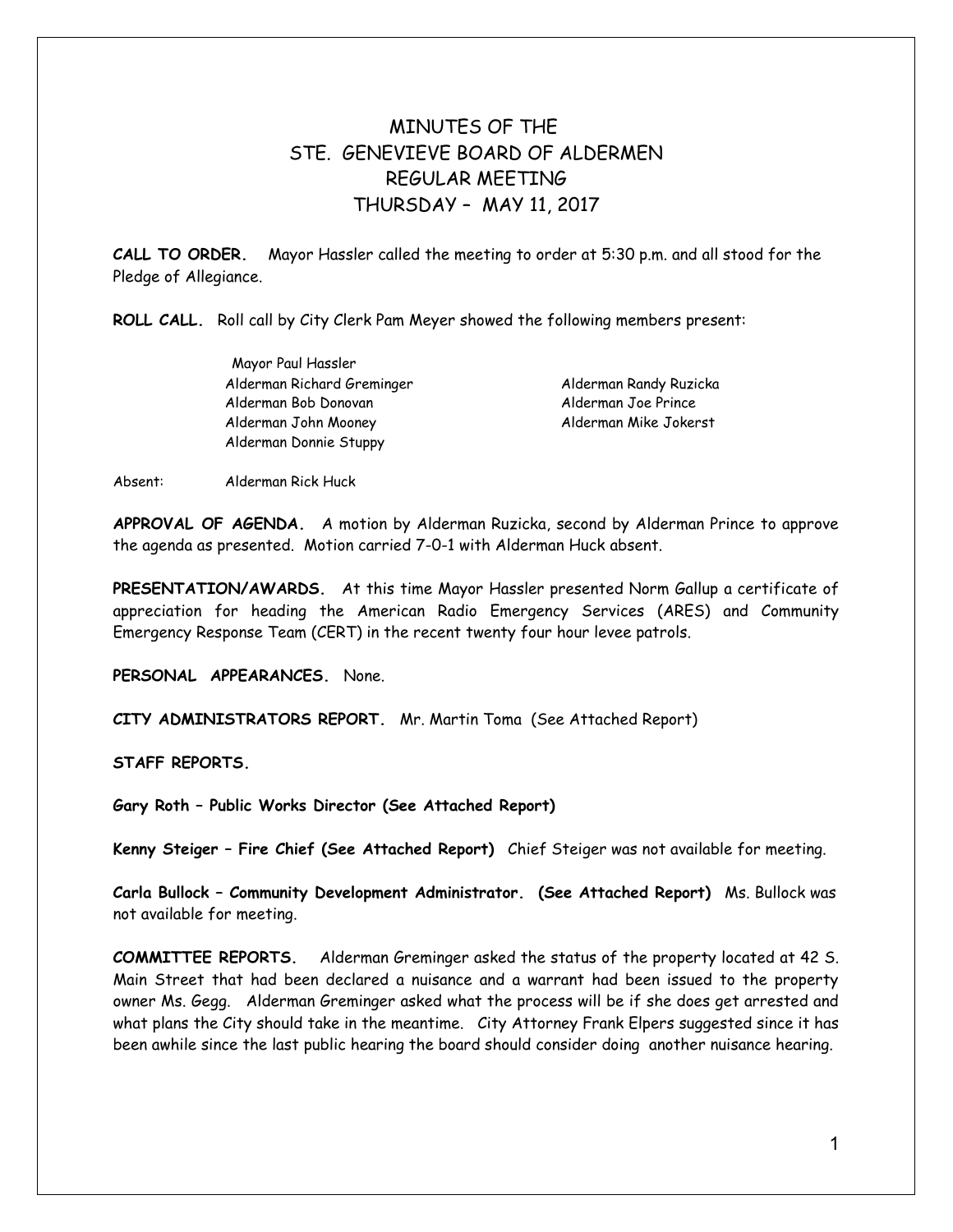# MINUTES OF THE
# STE. GENEVIEVE BOARD OF ALDERMEN
# REGULAR MEETING
# THURSDAY – MAY 11, 2017

**CALL TO ORDER.** Mayor Hassler called the meeting to order at 5:30 p.m. and all stood for the Pledge of Allegiance.

**ROLL CALL.** Roll call by City Clerk Pam Meyer showed the following members present:

Mayor Paul Hassler
Alderman Richard Greminger
Alderman Bob Donovan
Alderman John Mooney
Alderman Donnie Stuppy
Alderman Randy Ruzicka
Alderman Joe Prince
Alderman Mike Jokerst

Absent: Alderman Rick Huck

**APPROVAL OF AGENDA.** A motion by Alderman Ruzicka, second by Alderman Prince to approve the agenda as presented. Motion carried 7-0-1 with Alderman Huck absent.

**PRESENTATION/AWARDS.** At this time Mayor Hassler presented Norm Gallup a certificate of appreciation for heading the American Radio Emergency Services (ARES) and Community Emergency Response Team (CERT) in the recent twenty four hour levee patrols.

**PERSONAL APPEARANCES.** None.

**CITY ADMINISTRATORS REPORT.** Mr. Martin Toma (See Attached Report)

**STAFF REPORTS.**

**Gary Roth – Public Works Director (See Attached Report)**

**Kenny Steiger – Fire Chief (See Attached Report)** Chief Steiger was not available for meeting.

**Carla Bullock – Community Development Administrator. (See Attached Report)** Ms. Bullock was not available for meeting.

**COMMITTEE REPORTS.** Alderman Greminger asked the status of the property located at 42 S. Main Street that had been declared a nuisance and a warrant had been issued to the property owner Ms. Gegg. Alderman Greminger asked what the process will be if she does get arrested and what plans the City should take in the meantime. City Attorney Frank Elpers suggested since it has been awhile since the last public hearing the board should consider doing another nuisance hearing.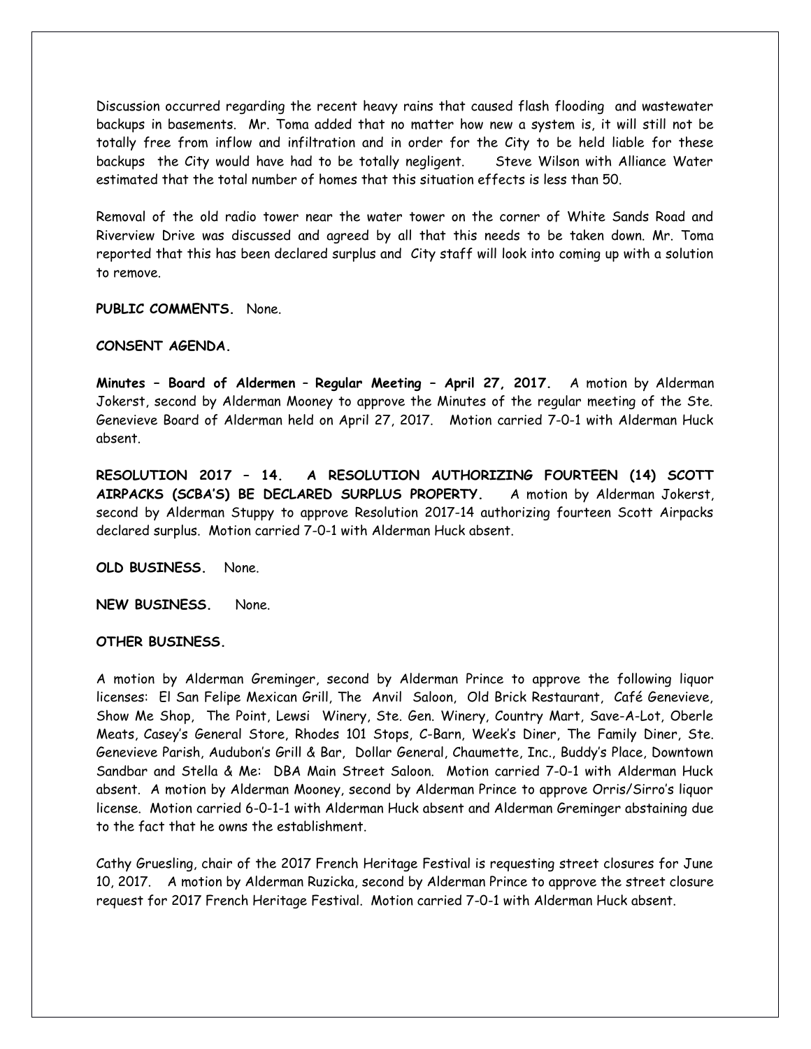Discussion occurred regarding the recent heavy rains that caused flash flooding and wastewater backups in basements. Mr. Toma added that no matter how new a system is, it will still not be totally free from inflow and infiltration and in order for the City to be held liable for these backups the City would have had to be totally negligent. Steve Wilson with Alliance Water estimated that the total number of homes that this situation effects is less than 50.

Removal of the old radio tower near the water tower on the corner of White Sands Road and Riverview Drive was discussed and agreed by all that this needs to be taken down. Mr. Toma reported that this has been declared surplus and City staff will look into coming up with a solution to remove.

**PUBLIC COMMENTS.** None.

**CONSENT AGENDA.**

**Minutes – Board of Aldermen – Regular Meeting – April 27, 2017.** A motion by Alderman Jokerst, second by Alderman Mooney to approve the Minutes of the regular meeting of the Ste. Genevieve Board of Alderman held on April 27, 2017. Motion carried 7-0-1 with Alderman Huck absent.

**RESOLUTION 2017 – 14. A RESOLUTION AUTHORIZING FOURTEEN (14) SCOTT AIRPACKS (SCBA'S) BE DECLARED SURPLUS PROPERTY.** A motion by Alderman Jokerst, second by Alderman Stuppy to approve Resolution 2017-14 authorizing fourteen Scott Airpacks declared surplus. Motion carried 7-0-1 with Alderman Huck absent.

**OLD BUSINESS.** None.

**NEW BUSINESS.** None.

**OTHER BUSINESS.**

A motion by Alderman Greminger, second by Alderman Prince to approve the following liquor licenses: El San Felipe Mexican Grill, The Anvil Saloon, Old Brick Restaurant, Café Genevieve, Show Me Shop, The Point, Lewsi Winery, Ste. Gen. Winery, Country Mart, Save-A-Lot, Oberle Meats, Casey's General Store, Rhodes 101 Stops, C-Barn, Week's Diner, The Family Diner, Ste. Genevieve Parish, Audubon's Grill & Bar, Dollar General, Chaumette, Inc., Buddy's Place, Downtown Sandbar and Stella & Me: DBA Main Street Saloon. Motion carried 7-0-1 with Alderman Huck absent. A motion by Alderman Mooney, second by Alderman Prince to approve Orris/Sirro's liquor license. Motion carried 6-0-1-1 with Alderman Huck absent and Alderman Greminger abstaining due to the fact that he owns the establishment.

Cathy Gruesling, chair of the 2017 French Heritage Festival is requesting street closures for June 10, 2017. A motion by Alderman Ruzicka, second by Alderman Prince to approve the street closure request for 2017 French Heritage Festival. Motion carried 7-0-1 with Alderman Huck absent.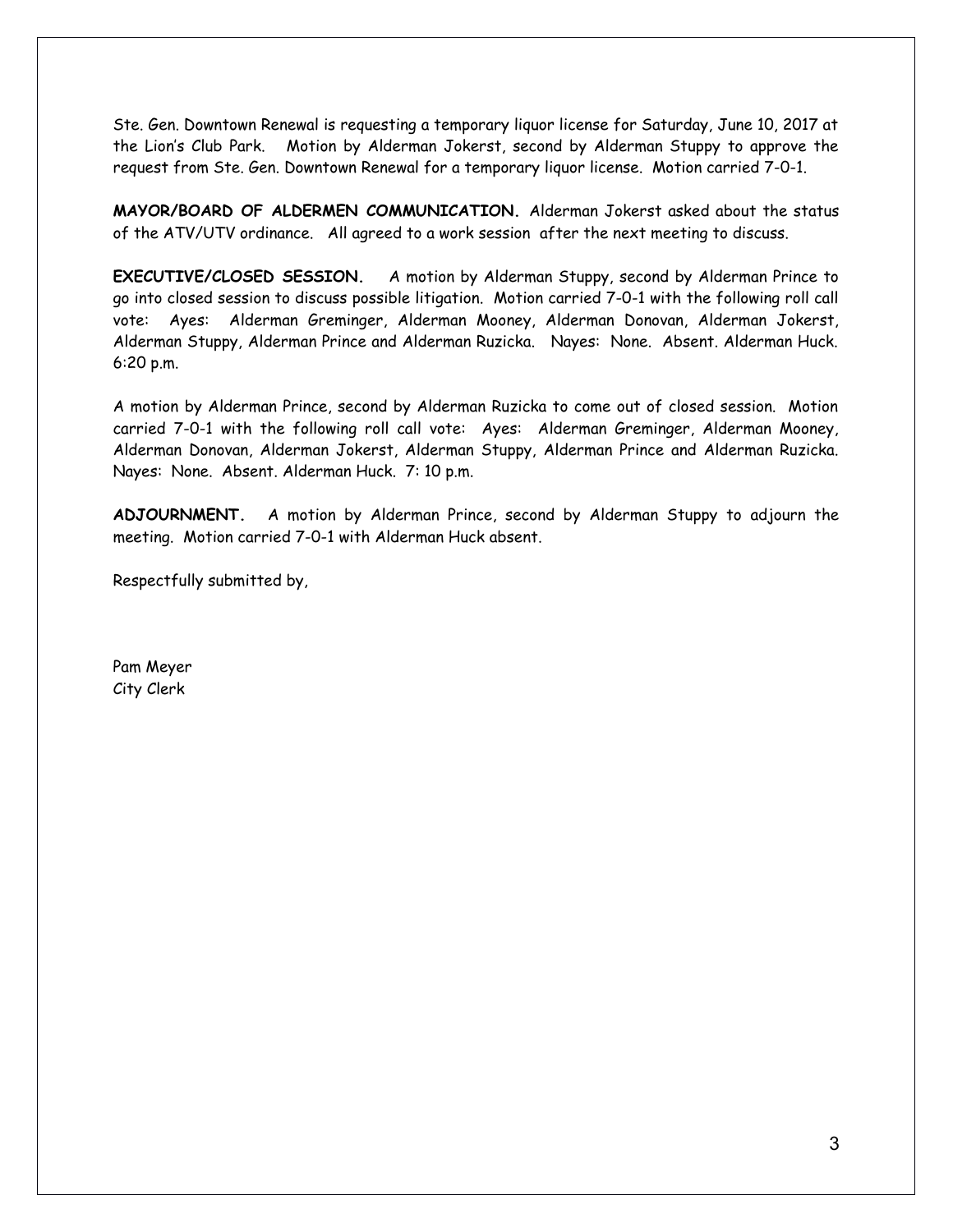Ste. Gen. Downtown Renewal is requesting a temporary liquor license for Saturday, June 10, 2017 at the Lion's Club Park. Motion by Alderman Jokerst, second by Alderman Stuppy to approve the request from Ste. Gen. Downtown Renewal for a temporary liquor license. Motion carried 7-0-1.

**MAYOR/BOARD OF ALDERMEN COMMUNICATION.** Alderman Jokerst asked about the status of the ATV/UTV ordinance. All agreed to a work session after the next meeting to discuss.

**EXECUTIVE/CLOSED SESSION.** A motion by Alderman Stuppy, second by Alderman Prince to go into closed session to discuss possible litigation. Motion carried 7-0-1 with the following roll call vote: Ayes: Alderman Greminger, Alderman Mooney, Alderman Donovan, Alderman Jokerst, Alderman Stuppy, Alderman Prince and Alderman Ruzicka. Nayes: None. Absent. Alderman Huck. 6:20 p.m.

A motion by Alderman Prince, second by Alderman Ruzicka to come out of closed session. Motion carried 7-0-1 with the following roll call vote: Ayes: Alderman Greminger, Alderman Mooney, Alderman Donovan, Alderman Jokerst, Alderman Stuppy, Alderman Prince and Alderman Ruzicka. Nayes: None. Absent. Alderman Huck. 7: 10 p.m.

**ADJOURNMENT.** A motion by Alderman Prince, second by Alderman Stuppy to adjourn the meeting. Motion carried 7-0-1 with Alderman Huck absent.

Respectfully submitted by,

Pam Meyer
City Clerk